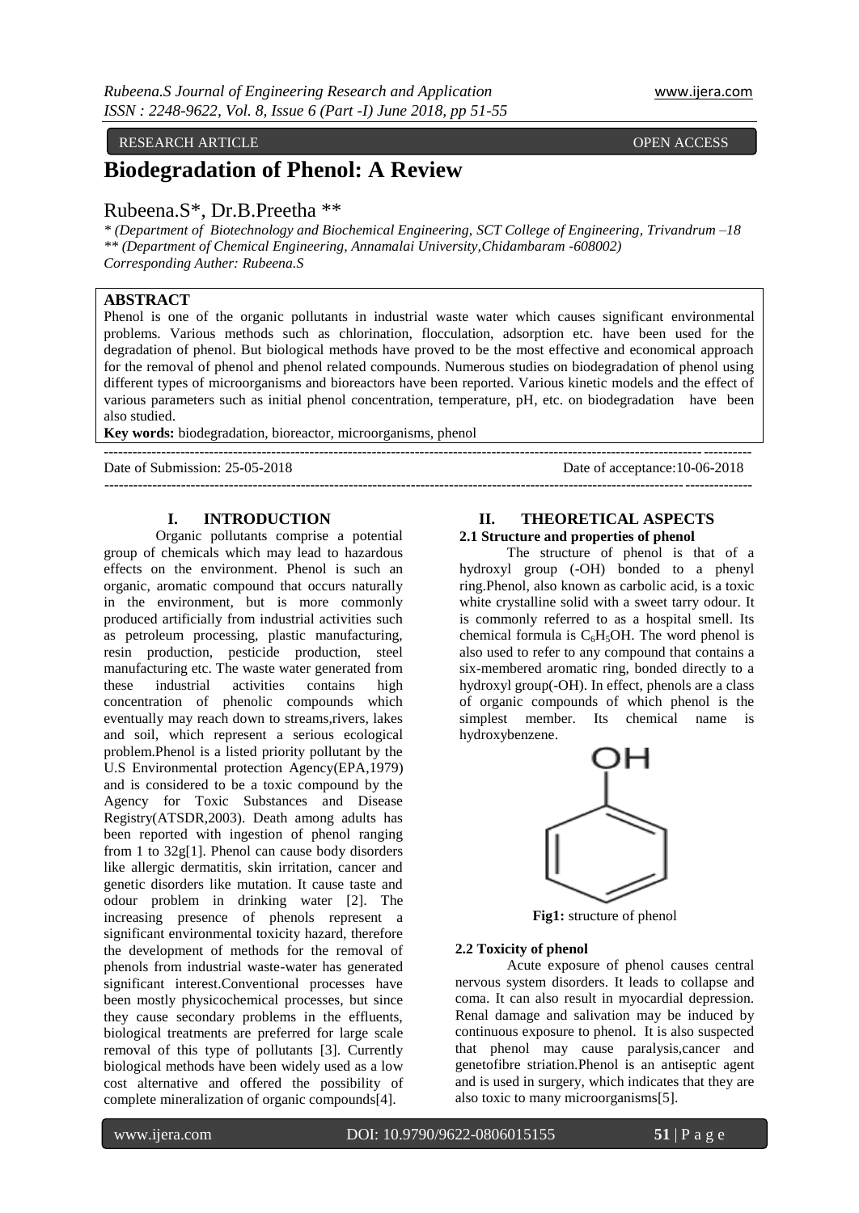RESEARCH ARTICLE OPEN ACCESS

# Biodegradation of Phenol: A Review

Rubeena.S*, Dr.B.Preetha **

*\* (Department of Biotechnology and Biochemical Engineering, SCT College of Engineering, Trivandrum –18*
*\*\* (Department of Chemical Engineering, Annamalai University,Chidambaram -608002)*
*Corresponding Auther: Rubeena.S*

## ABSTRACT

Phenol is one of the organic pollutants in industrial waste water which causes significant environmental problems. Various methods such as chlorination, flocculation, adsorption etc. have been used for the degradation of phenol. But biological methods have proved to be the most effective and economical approach for the removal of phenol and phenol related compounds. Numerous studies on biodegradation of phenol using different types of microorganisms and bioreactors have been reported. Various kinetic models and the effect of various parameters such as initial phenol concentration, temperature, pH, etc. on biodegradation have been also studied.

**Key words:** biodegradation, bioreactor, microorganisms, phenol

Date of Submission: 25-05-2018 Date of acceptance:10-06-2018

## I. INTRODUCTION

Organic pollutants comprise a potential group of chemicals which may lead to hazardous effects on the environment. Phenol is such an organic, aromatic compound that occurs naturally in the environment, but is more commonly produced artificially from industrial activities such as petroleum processing, plastic manufacturing, resin production, pesticide production, steel manufacturing etc. The waste water generated from these industrial activities contains high concentration of phenolic compounds which eventually may reach down to streams,rivers, lakes and soil, which represent a serious ecological problem.Phenol is a listed priority pollutant by the U.S Environmental protection Agency(EPA,1979) and is considered to be a toxic compound by the Agency for Toxic Substances and Disease Registry(ATSDR,2003). Death among adults has been reported with ingestion of phenol ranging from 1 to 32g[1]. Phenol can cause body disorders like allergic dermatitis, skin irritation, cancer and genetic disorders like mutation. It cause taste and odour problem in drinking water [2]. The increasing presence of phenols represent a significant environmental toxicity hazard, therefore the development of methods for the removal of phenols from industrial waste-water has generated significant interest.Conventional processes have been mostly physicochemical processes, but since they cause secondary problems in the effluents, biological treatments are preferred for large scale removal of this type of pollutants [3]. Currently biological methods have been widely used as a low cost alternative and offered the possibility of complete mineralization of organic compounds[4].

## II. THEORETICAL ASPECTS

### 2.1 Structure and properties of phenol

The structure of phenol is that of a hydroxyl group (-OH) bonded to a phenyl ring.Phenol, also known as carbolic acid, is a toxic white crystalline solid with a sweet tarry odour. It is commonly referred to as a hospital smell. Its chemical formula is $C_6H_5OH$. The word phenol is also used to refer to any compound that contains a six-membered aromatic ring, bonded directly to a hydroxyl group(-OH). In effect, phenols are a class of organic compounds of which phenol is the simplest member. Its chemical name is hydroxybenzene.

**Fig1:** structure of phenol

### 2.2 Toxicity of phenol

Acute exposure of phenol causes central nervous system disorders. It leads to collapse and coma. It can also result in myocardial depression. Renal damage and salivation may be induced by continuous exposure to phenol. It is also suspected that phenol may cause paralysis,cancer and genetofibre striation.Phenol is an antiseptic agent and is used in surgery, which indicates that they are also toxic to many microorganisms[5].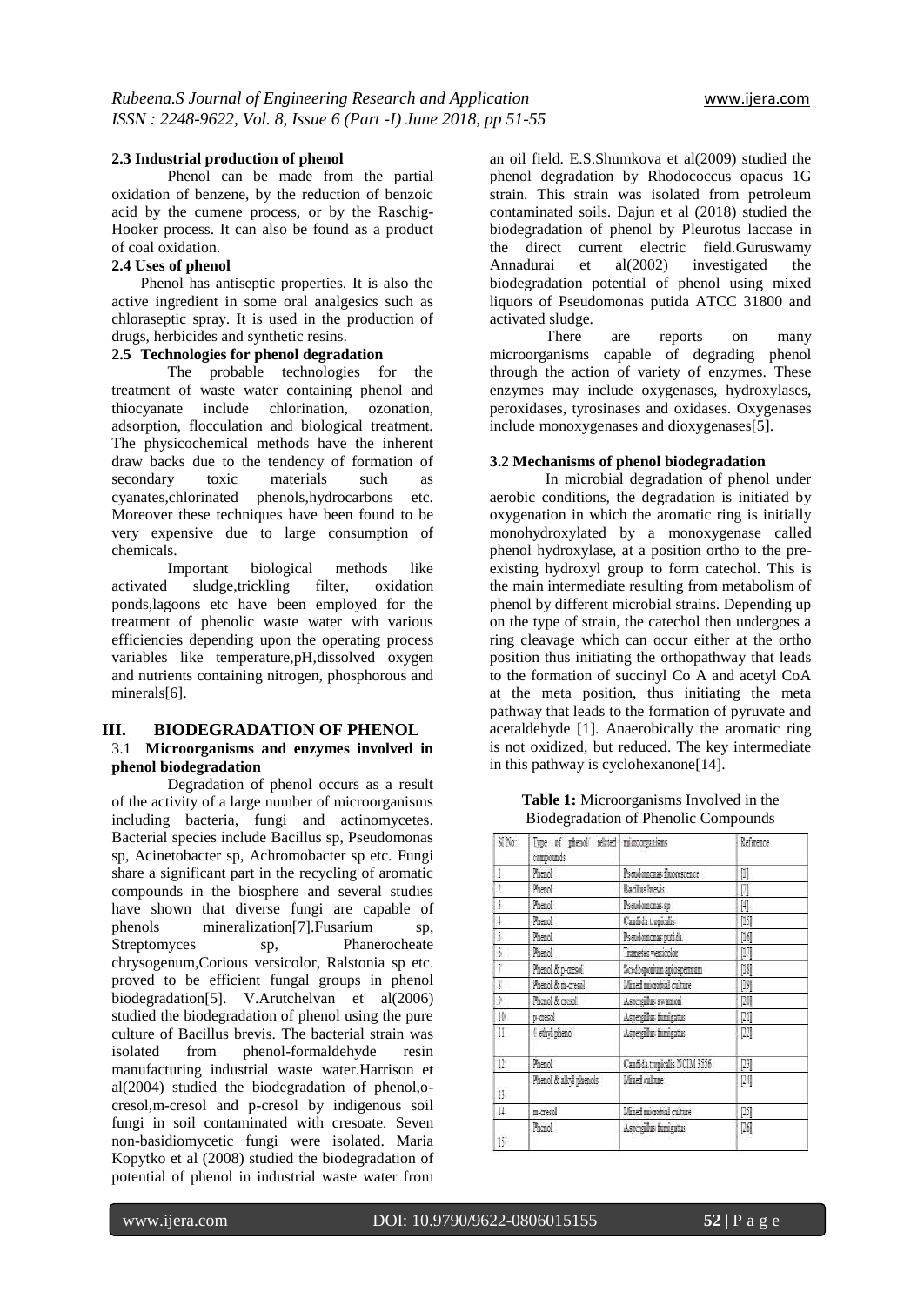**2.3 Industrial production of phenol**

Phenol can be made from the partial oxidation of benzene, by the reduction of benzoic acid by the cumene process, or by the Raschig-Hooker process. It can also be found as a product of coal oxidation.

**2.4 Uses of phenol**

Phenol has antiseptic properties. It is also the active ingredient in some oral analgesics such as chloraseptic spray. It is used in the production of drugs, herbicides and synthetic resins.

**2.5 Technologies for phenol degradation**

The probable technologies for the treatment of waste water containing phenol and thiocyanate include chlorination, ozonation, adsorption, flocculation and biological treatment. The physicochemical methods have the inherent draw backs due to the tendency of formation of secondary toxic materials such as cyanates,chlorinated phenols,hydrocarbons etc. Moreover these techniques have been found to be very expensive due to large consumption of chemicals.

Important biological methods like activated sludge,trickling filter, oxidation ponds,lagoons etc have been employed for the treatment of phenolic waste water with various efficiencies depending upon the operating process variables like temperature,pH,dissolved oxygen and nutrients containing nitrogen, phosphorous and minerals[6].

## III. BIODEGRADATION OF PHENOL

### 3.1 Microorganisms and enzymes involved in phenol biodegradation

Degradation of phenol occurs as a result of the activity of a large number of microorganisms including bacteria, fungi and actinomycetes. Bacterial species include Bacillus sp, Pseudomonas sp, Acinetobacter sp, Achromobacter sp etc. Fungi share a significant part in the recycling of aromatic compounds in the biosphere and several studies have shown that diverse fungi are capable of phenols mineralization[7].Fusarium sp, Streptomyces sp, Phanerocheate chrysogenum,Corious versicolor, Ralstonia sp etc. proved to be efficient fungal groups in phenol biodegradation[5]. V.Arutchelvan et al(2006) studied the biodegradation of phenol using the pure culture of Bacillus brevis. The bacterial strain was isolated from phenol-formaldehyde resin manufacturing industrial waste water.Harrison et al(2004) studied the biodegradation of phenol,o-cresol,m-cresol and p-cresol by indigenous soil fungi in soil contaminated with cresoate. Seven non-basidiomycetic fungi were isolated. Maria Kopytko et al (2008) studied the biodegradation of potential of phenol in industrial waste water from an oil field. E.S.Shumkova et al(2009) studied the phenol degradation by Rhodococcus opacus 1G strain. This strain was isolated from petroleum contaminated soils. Dajun et al (2018) studied the biodegradation of phenol by Pleurotus laccase in the direct current electric field.Guruswamy Annadurai et al(2002) investigated the biodegradation potential of phenol using mixed liquors of Pseudomonas putida ATCC 31800 and activated sludge.

There are reports on many microorganisms capable of degrading phenol through the action of variety of enzymes. These enzymes may include oxygenases, hydroxylases, peroxidases, tyrosinases and oxidases. Oxygenases include monoxygenases and dioxygenases[5].

### 3.2 Mechanisms of phenol biodegradation

In microbial degradation of phenol under aerobic conditions, the degradation is initiated by oxygenation in which the aromatic ring is initially monohydroxylated by a monoxygenase called phenol hydroxylase, at a position ortho to the pre-existing hydroxyl group to form catechol. This is the main intermediate resulting from metabolism of phenol by different microbial strains. Depending up on the type of strain, the catechol then undergoes a ring cleavage which can occur either at the ortho position thus initiating the orthopathway that leads to the formation of succinyl Co A and acetyl CoA at the meta position, thus initiating the meta pathway that leads to the formation of pyruvate and acetaldehyde [1]. Anaerobically the aromatic ring is not oxidized, but reduced. The key intermediate in this pathway is cyclohexanone[14].

**Table 1:** Microorganisms Involved in the Biodegradation of Phenolic Compounds

| Sl No: | Type of phenol/ related compounds | microorganisms | Reference |
|---|---|---|---|
| 1 | Phenol | Pseudomonas fluorescence | [1] |
| 2 | Phenol | Bacillus brevis | [7] |
| 3 | Phenol | Pseudomonas sp | [4] |
| 4 | Phenol | Candida tropicalis | [15] |
| 5 | Phenol | Pseudomonas putida | [16] |
| 6 | Phenol | Trametes versicolor | [17] |
| 7 | Phenol & p-cresol | Scedosporium apiospermum | [18] |
| 8 | Phenol & m-cresol | Mixed microbial culture | [19] |
| 9 | Phenol & cresol | Aspergillus awamori | [20] |
| 10 | p-cresol | Aspergillus fumigatus | [21] |
| 11 | 4-ethyl phenol | Aspergillus fumigatus | [22] |
| 12 | Phenol | Candida tropicalis NCIM 3556 | [23] |
| 13 | Phenol & alkyl phenols | Mixed culture | [24] |
| 14 | m-cresol | Mixed microbial culture | [25] |
| 15 | Phenol | Aspergillus fumigatus | [26] |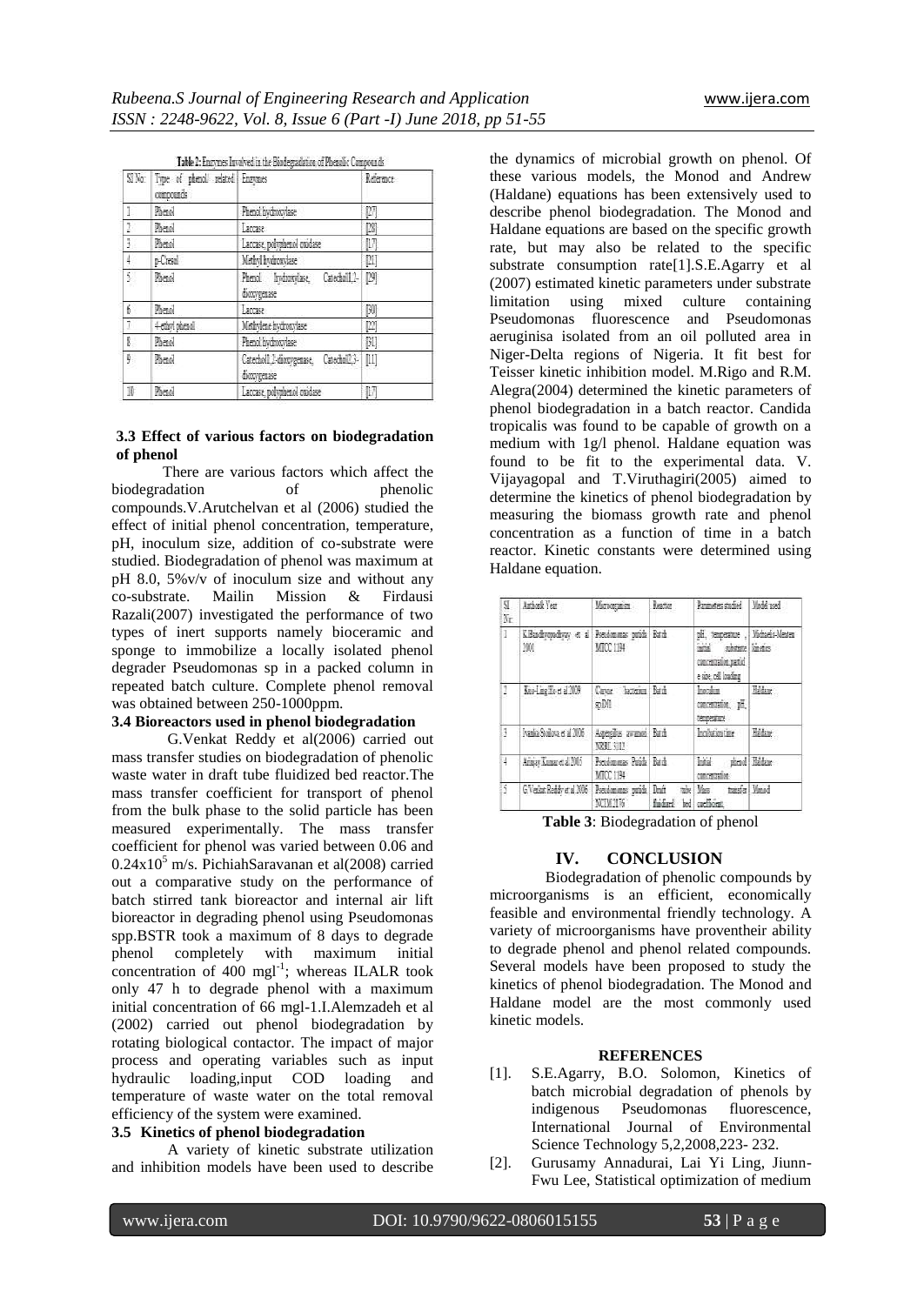Table 2: Enzymes Involved in the Biodegradation of Phenolic Compounds

| Sl No | Type of phenol related compounds | Enzymes | Reference |
| --- | --- | --- | --- |
| 1 | Phenol | Phenol hydroxylase | [27] |
| 2 | Phenol | Laccase | [28] |
| 3 | Phenol | Laccase, polyphenol oxidase | [17] |
| 4 | p-Cresol | Methyl hydroxylase | [21] |
| 5 | Phenol | Phenol hydroxylase, Catechol1,2-dioxygenase | [29] |
| 6 | Phenol | Laccase | [30] |
| 7 | 4-ethyl phenol | Methylene hydroxylase | [22] |
| 8 | Phenol | Phenol hydroxylase | [31] |
| 9 | Phenol | Catechol1,2-dioxygenase, Catechol2,3-dioxygenase | [11] |
| 10 | Phenol | Laccase, polyphenol oxidase | [17] |

### 3.3 Effect of various factors on biodegradation of phenol

There are various factors which affect the biodegradation of phenolic compounds.V.Arutchelvan et al (2006) studied the effect of initial phenol concentration, temperature, pH, inoculum size, addition of co-substrate were studied. Biodegradation of phenol was maximum at pH 8.0, 5%v/v of inoculum size and without any co-substrate. Mailin Mission & Firdausi Razali(2007) investigated the performance of two types of inert supports namely bioceramic and sponge to immobilize a locally isolated phenol degrader Pseudomonas sp in a packed column in repeated batch culture. Complete phenol removal was obtained between 250-1000ppm.

### 3.4 Bioreactors used in phenol biodegradation

G.Venkat Reddy et al(2006) carried out mass transfer studies on biodegradation of phenolic waste water in draft tube fluidized bed reactor.The mass transfer coefficient for transport of phenol from the bulk phase to the solid particle has been measured experimentally. The mass transfer coefficient for phenol was varied between 0.06 and $0.24x10^5$ m/s. PichiahSaravanan et al(2008) carried out a comparative study on the performance of batch stirred tank bioreactor and internal air lift bioreactor in degrading phenol using Pseudomonas spp.BSTR took a maximum of 8 days to degrade phenol completely with maximum initial concentration of 400 $mgl^{-1}$; whereas ILALR took only 47 h to degrade phenol with a maximum initial concentration of 66 mgl-1.I.Alemzadeh et al (2002) carried out phenol biodegradation by rotating biological contactor. The impact of major process and operating variables such as input hydraulic loading,input COD loading and temperature of waste water on the total removal efficiency of the system were examined.

### 3.5 Kinetics of phenol biodegradation

A variety of kinetic substrate utilization and inhibition models have been used to describe the dynamics of microbial growth on phenol. Of these various models, the Monod and Andrew (Haldane) equations has been extensively used to describe phenol biodegradation. The Monod and Haldane equations are based on the specific growth rate, but may also be related to the specific substrate consumption rate[1].S.E.Agarry et al (2007) estimated kinetic parameters under substrate limitation using mixed culture containing Pseudomonas fluorescence and Pseudomonas aeruginisa isolated from an oil polluted area in Niger-Delta regions of Nigeria. It fit best for Teisser kinetic inhibition model. M.Rigo and R.M. Alegra(2004) determined the kinetic parameters of phenol biodegradation in a batch reactor. Candida tropicalis was found to be capable of growth on a medium with 1g/l phenol. Haldane equation was found to be fit to the experimental data. V. Vijayagopal and T.Viruthagiri(2005) aimed to determine the kinetics of phenol biodegradation by measuring the biomass growth rate and phenol concentration as a function of time in a batch reactor. Kinetic constants were determined using Haldane equation.

| Sl No | Author& Year | Microorganism | Reactor | Parameters studied | Model used |
| --- | --- | --- | --- | --- | --- |
| 1 | K.Bandhyopadhyay et al 2001 | Pseudomonas putida MTCC 1194 | Batch | pH, temperature, initial substrate concentration,partical e size, cell loading | Michaelis-Menten kinetics |
| 2 | Kuo-Ling Ho et al 2009 | Cupriavidus bacterium sp.DM1 | Batch | Inoculum concentration, pH, temperature | Haldane |
| 3 | Ivanka Stoilova et al 2006 | Aspergillus awamori NRRL 3112 | Batch | Incubation time | Haldane |
| 4 | Arinjay Kumar et al 2005 | Pseudomonas Putida MTCC 1194 | Batch | Initial phenol concentration | Haldane |
| 5 | G.Venkat Reddy et al 2006 | Pseudomonas putida NCIM2176 | Draft tube fluidized bed | Mass transfer coefficient, | Monod |

**Table 3**: Biodegradation of phenol

## IV. CONCLUSION

Biodegradation of phenolic compounds by microorganisms is an efficient, economically feasible and environmental friendly technology. A variety of microorganisms have proventheir ability to degrade phenol and phenol related compounds. Several models have been proposed to study the kinetics of phenol biodegradation. The Monod and Haldane model are the most commonly used kinetic models.

## REFERENCES

[1]. S.E.Agarry, B.O. Solomon, Kinetics of batch microbial degradation of phenols by indigenous Pseudomonas fluorescence, International Journal of Environmental Science Technology 5,2,2008,223- 232.

[2]. Gurusamy Annadurai, Lai Yi Ling, Jiunn-Fwu Lee, Statistical optimization of medium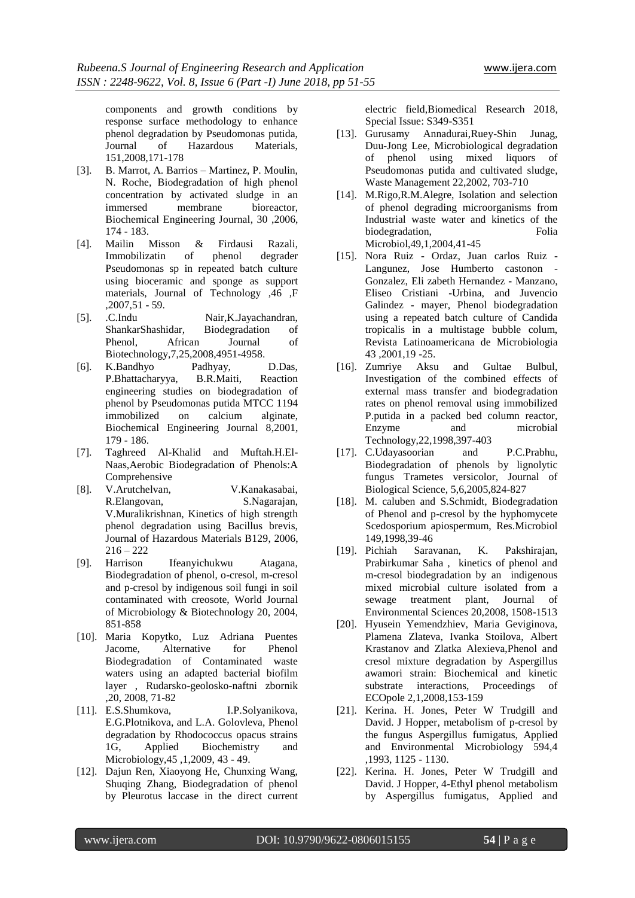components and growth conditions by response surface methodology to enhance phenol degradation by Pseudomonas putida, Journal of Hazardous Materials, 151,2008,171-178

[3]. B. Marrot, A. Barrios – Martinez, P. Moulin, N. Roche, Biodegradation of high phenol concentration by activated sludge in an immersed membrane bioreactor, Biochemical Engineering Journal, 30 ,2006, 174 - 183.

[4]. Mailin Misson & Firdausi Razali, Immobilizatin of phenol degrader Pseudomonas sp in repeated batch culture using bioceramic and sponge as support materials, Journal of Technology ,46 ,F ,2007,51 - 59.

[5]. .C.Indu Nair,K.Jayachandran, ShankarShashidar, Biodegradation of Phenol, African Journal of Biotechnology,7,25,2008,4951-4958.

[6]. K.Bandhyo Padhyay, D.Das, P.Bhattacharyya, B.R.Maiti, Reaction engineering studies on biodegradation of phenol by Pseudomonas putida MTCC 1194 immobilized on calcium alginate, Biochemical Engineering Journal 8,2001, 179 - 186.

[7]. Taghreed Al-Khalid and Muftah.H.El-Naas,Aerobic Biodegradation of Phenols:A Comprehensive

[8]. V.Arutchelvan, V.Kanakasabai, R.Elangovan, S.Nagarajan, V.Muralikrishnan, Kinetics of high strength phenol degradation using Bacillus brevis, Journal of Hazardous Materials B129, 2006, 216 – 222

[9]. Harrison Ifeanyichukwu Atagana, Biodegradation of phenol, o-cresol, m-cresol and p-cresol by indigenous soil fungi in soil contaminated with creosote, World Journal of Microbiology & Biotechnology 20, 2004, 851-858

[10]. Maria Kopytko, Luz Adriana Puentes Jacome, Alternative for Phenol Biodegradation of Contaminated waste waters using an adapted bacterial biofilm layer , Rudarsko-geolosko-naftni zbornik ,20, 2008, 71-82

[11]. E.S.Shumkova, I.P.Solyanikova, E.G.Plotnikova, and L.A. Golovleva, Phenol degradation by Rhodococcus opacus strains 1G, Applied Biochemistry and Microbiology,45 ,1,2009, 43 - 49.

[12]. Dajun Ren, Xiaoyong He, Chunxing Wang, Shuqing Zhang, Biodegradation of phenol by Pleurotus laccase in the direct current electric field,Biomedical Research 2018, Special Issue: S349-S351

[13]. Gurusamy Annadurai,Ruey-Shin Junag, Duu-Jong Lee, Microbiological degradation of phenol using mixed liquors of Pseudomonas putida and cultivated sludge, Waste Management 22,2002, 703-710

[14]. M.Rigo,R.M.Alegre, Isolation and selection of phenol degrading microorganisms from Industrial waste water and kinetics of the biodegradation, Folia Microbiol,49,1,2004,41-45

[15]. Nora Ruiz - Ordaz, Juan carlos Ruiz - Langunez, Jose Humberto castonon - Gonzalez, Eli zabeth Hernandez - Manzano, Eliseo Cristiani -Urbina, and Juvencio Galindez - mayer, Phenol biodegradation using a repeated batch culture of Candida tropicalis in a multistage bubble colum, Revista Latinoamericana de Microbiologia 43 ,2001,19 -25.

[16]. Zumriye Aksu and Gultae Bulbul, Investigation of the combined effects of external mass transfer and biodegradation rates on phenol removal using immobilized P.putida in a packed bed column reactor, Enzyme and microbial Technology,22,1998,397-403

[17]. C.Udayasoorian and P.C.Prabhu, Biodegradation of phenols by lignolytic fungus Trametes versicolor, Journal of Biological Science, 5,6,2005,824-827

[18]. M. caluben and S.Schmidt, Biodegradation of Phenol and p-cresol by the hyphomycete Scedosporium apiospermum, Res.Microbiol 149,1998,39-46

[19]. Pichiah Saravanan, K. Pakshirajan, Prabirkumar Saha , kinetics of phenol and m-cresol biodegradation by an indigenous mixed microbial culture isolated from a sewage treatment plant, Journal of Environmental Sciences 20,2008, 1508-1513

[20]. Hyusein Yemendzhiev, Maria Geviginova, Plamena Zlateva, Ivanka Stoilova, Albert Krastanov and Zlatka Alexieva,Phenol and cresol mixture degradation by Aspergillus awamori strain: Biochemical and kinetic substrate interactions, Proceedings of ECOpole 2,1,2008,153-159

[21]. Kerina. H. Jones, Peter W Trudgill and David. J Hopper, metabolism of p-cresol by the fungus Aspergillus fumigatus, Applied and Environmental Microbiology 594,4 ,1993, 1125 - 1130.

[22]. Kerina. H. Jones, Peter W Trudgill and David. J Hopper, 4-Ethyl phenol metabolism by Aspergillus fumigatus, Applied and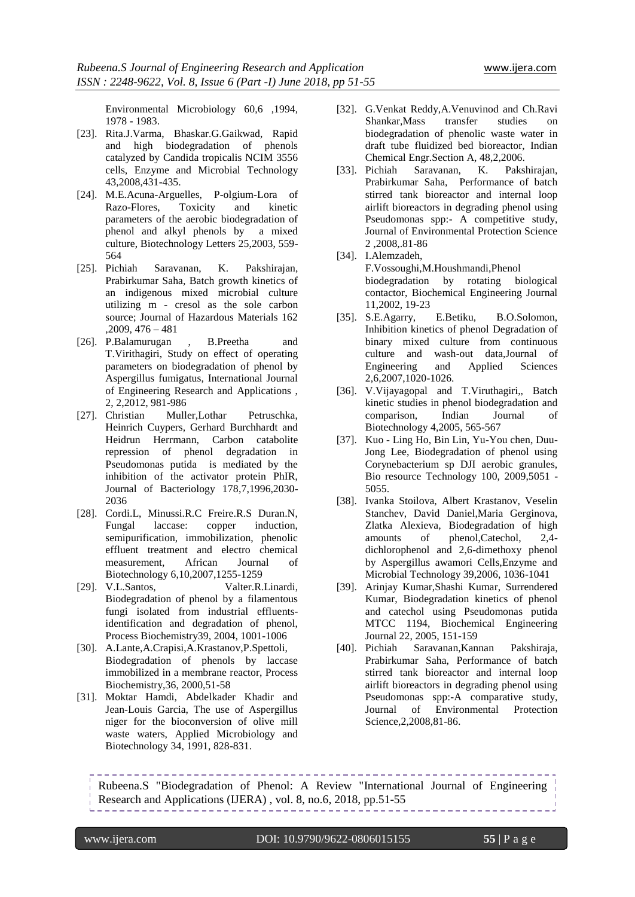Environmental Microbiology 60,6 ,1994, 1978 - 1983.

[23]. Rita.J.Varma, Bhaskar.G.Gaikwad, Rapid and high biodegradation of phenols catalyzed by Candida tropicalis NCIM 3556 cells, Enzyme and Microbial Technology 43,2008,431-435.

[24]. M.E.Acuna-Arguelles, P-olgium-Lora of Razo-Flores, Toxicity and kinetic parameters of the aerobic biodegradation of phenol and alkyl phenols by a mixed culture, Biotechnology Letters 25,2003, 559-564

[25]. Pichiah Saravanan, K. Pakshirajan, Prabirkumar Saha, Batch growth kinetics of an indigenous mixed microbial culture utilizing m - cresol as the sole carbon source; Journal of Hazardous Materials 162 ,2009, 476 – 481

[26]. P.Balamurugan , B.Preetha and T.Virithagiri, Study on effect of operating parameters on biodegradation of phenol by Aspergillus fumigatus, International Journal of Engineering Research and Applications , 2, 2,2012, 981-986

[27]. Christian Muller,Lothar Petruschka, Heinrich Cuypers, Gerhard Burchhardt and Heidrun Herrmann, Carbon catabolite repression of phenol degradation in Pseudomonas putida is mediated by the inhibition of the activator protein PhIR, Journal of Bacteriology 178,7,1996,2030-2036

[28]. Cordi.L, Minussi.R.C Freire.R.S Duran.N, Fungal laccase: copper induction, semipurification, immobilization, phenolic effluent treatment and electro chemical measurement, African Journal of Biotechnology 6,10,2007,1255-1259

[29]. V.L.Santos, Valter.R.Linardi, Biodegradation of phenol by a filamentous fungi isolated from industrial effluents-identification and degradation of phenol, Process Biochemistry39, 2004, 1001-1006

[30]. A.Lante,A.Crapisi,A.Krastanov,P.Spettoli, Biodegradation of phenols by laccase immobilized in a membrane reactor, Process Biochemistry,36, 2000,51-58

[31]. Moktar Hamdi, Abdelkader Khadir and Jean-Louis Garcia, The use of Aspergillus niger for the bioconversion of olive mill waste waters, Applied Microbiology and Biotechnology 34, 1991, 828-831.

[32]. G.Venkat Reddy,A.Venuvinod and Ch.Ravi Shankar,Mass transfer studies on biodegradation of phenolic waste water in draft tube fluidized bed bioreactor, Indian Chemical Engr.Section A, 48,2,2006.

[33]. Pichiah Saravanan, K. Pakshirajan, Prabirkumar Saha, Performance of batch stirred tank bioreactor and internal loop airlift bioreactors in degrading phenol using Pseudomonas spp:- A competitive study, Journal of Environmental Protection Science 2 ,2008,.81-86

[34]. I.Alemzadeh, F.Vossoughi,M.Houshmandi,Phenol biodegradation by rotating biological contactor, Biochemical Engineering Journal 11,2002, 19-23

[35]. S.E.Agarry, E.Betiku, B.O.Solomon, Inhibition kinetics of phenol Degradation of binary mixed culture from continuous culture and wash-out data,Journal of Engineering and Applied Sciences 2,6,2007,1020-1026.

[36]. V.Vijayagopal and T.Viruthagiri,, Batch kinetic studies in phenol biodegradation and comparison, Indian Journal of Biotechnology 4,2005, 565-567

[37]. Kuo - Ling Ho, Bin Lin, Yu-You chen, Duu-Jong Lee, Biodegradation of phenol using Corynebacterium sp DJI aerobic granules, Bio resource Technology 100, 2009,5051 - 5055.

[38]. Ivanka Stoilova, Albert Krastanov, Veselin Stanchev, David Daniel,Maria Gerginova, Zlatka Alexieva, Biodegradation of high amounts of phenol,Catechol, 2,4-dichlorophenol and 2,6-dimethoxy phenol by Aspergillus awamori Cells,Enzyme and Microbial Technology 39,2006, 1036-1041

[39]. Arinjay Kumar,Shashi Kumar, Surrendered Kumar, Biodegradation kinetics of phenol and catechol using Pseudomonas putida MTCC 1194, Biochemical Engineering Journal 22, 2005, 151-159

[40]. Pichiah Saravanan,Kannan Pakshiraja, Prabirkumar Saha, Performance of batch stirred tank bioreactor and internal loop airlift bioreactors in degrading phenol using Pseudomonas spp:-A comparative study, Journal of Environmental Protection Science,2,2008,81-86.

Rubeena.S "Biodegradation of Phenol: A Review "International Journal of Engineering Research and Applications (IJERA) , vol. 8, no.6, 2018, pp.51-55